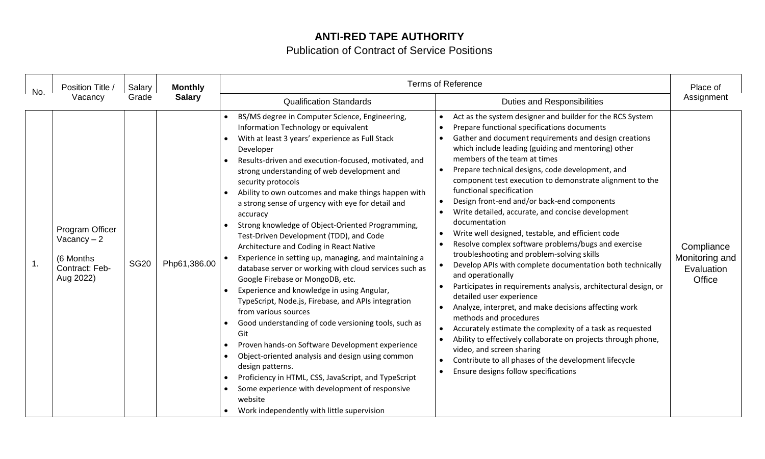# ANTI-RED TAPE AUTHORITY

## Publication of Contract of Service Positions

| No. | Position Title / Vacancy | Salary Grade | **Monthly Salary** | Terms of Reference | | Place of Assignment |
|---|---|---|---|---|---|---|
| | | | | Qualification Standards | Duties and Responsibilities | |
| 1. | Program Officer Vacancy – 2<br><br>(6 Months Contract: Feb-Aug 2022) | SG20 | Php61,386.00 | • BS/MS degree in Computer Science, Engineering, Information Technology or equivalent<br>• With at least 3 years' experience as Full Stack Developer<br>• Results-driven and execution-focused, motivated, and strong understanding of web development and security protocols<br>• Ability to own outcomes and make things happen with a strong sense of urgency with eye for detail and accuracy<br>• Strong knowledge of Object-Oriented Programming, Test-Driven Development (TDD), and Code Architecture and Coding in React Native<br>• Experience in setting up, managing, and maintaining a database server or working with cloud services such as Google Firebase or MongoDB, etc.<br>• Experience and knowledge in using Angular, TypeScript, Node.js, Firebase, and APIs integration from various sources<br>• Good understanding of code versioning tools, such as Git<br>• Proven hands-on Software Development experience<br>• Object-oriented analysis and design using common design patterns.<br>• Proficiency in HTML, CSS, JavaScript, and TypeScript<br>• Some experience with development of responsive website<br>• Work independently with little supervision | • Act as the system designer and builder for the RCS System<br>• Prepare functional specifications documents<br>• Gather and document requirements and design creations which include leading (guiding and mentoring) other members of the team at times<br>• Prepare technical designs, code development, and component test execution to demonstrate alignment to the functional specification<br>• Design front-end and/or back-end components<br>• Write detailed, accurate, and concise development documentation<br>• Write well designed, testable, and efficient code<br>• Resolve complex software problems/bugs and exercise troubleshooting and problem-solving skills<br>• Develop APIs with complete documentation both technically and operationally<br>• Participates in requirements analysis, architectural design, or detailed user experience<br>• Analyze, interpret, and make decisions affecting work methods and procedures<br>• Accurately estimate the complexity of a task as requested<br>• Ability to effectively collaborate on projects through phone, video, and screen sharing<br>• Contribute to all phases of the development lifecycle<br>• Ensure designs follow specifications | Compliance Monitoring and Evaluation Office |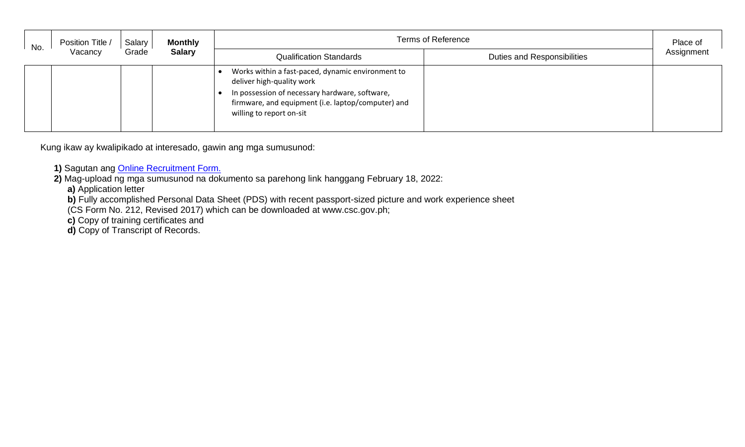| No. | Position Title / Vacancy | Salary Grade | **Monthly Salary** | Terms of Reference | | Place of Assignment |
|---|---|---|---|---|---|---|
| | | | | Qualification Standards | Duties and Responsibilities | |
| | | | | • Works within a fast-paced, dynamic environment to deliver high-quality work<br>• In possession of necessary hardware, software, firmware, and equipment (i.e. laptop/computer) and willing to report on-sit | | |

Kung ikaw ay kwalipikado at interesado, gawin ang mga sumusunod:

**1)** Sagutan ang Online Recruitment Form.

**2)** Mag-upload ng mga sumusunod na dokumento sa parehong link hanggang February 18, 2022:

**a)** Application letter

**b)** Fully accomplished Personal Data Sheet (PDS) with recent passport-sized picture and work experience sheet (CS Form No. 212, Revised 2017) which can be downloaded at www.csc.gov.ph;

**c)** Copy of training certificates and

**d)** Copy of Transcript of Records.